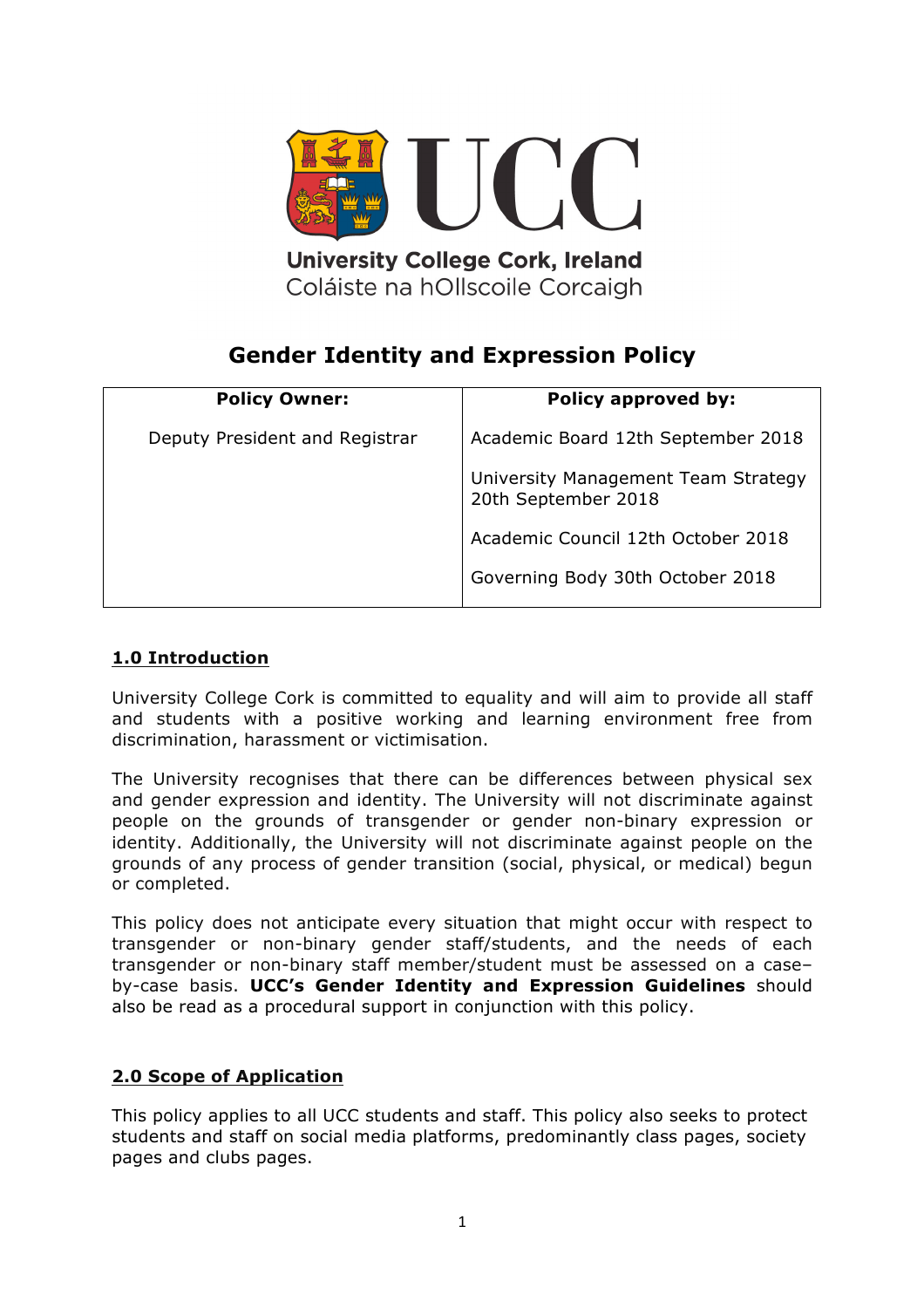University College Cork, Ireland

Coláiste na hOllscoile Corcaigh

# Gender Identity and Expression Policy

| Policy Owner: | Policy approved by: |
|---|---|
| Deputy President and Registrar | Academic Board 12th September 2018<br>University Management Team Strategy 20th September 2018<br>Academic Council 12th October 2018<br>Governing Body 30th October 2018 |

## 1.0 Introduction

University College Cork is committed to equality and will aim to provide all staff and students with a positive working and learning environment free from discrimination, harassment or victimisation.

The University recognises that there can be differences between physical sex and gender expression and identity. The University will not discriminate against people on the grounds of transgender or gender non-binary expression or identity. Additionally, the University will not discriminate against people on the grounds of any process of gender transition (social, physical, or medical) begun or completed.

This policy does not anticipate every situation that might occur with respect to transgender or non-binary gender staff/students, and the needs of each transgender or non-binary staff member/student must be assessed on a case–by-case basis. **UCC's Gender Identity and Expression Guidelines** should also be read as a procedural support in conjunction with this policy.

## 2.0 Scope of Application

This policy applies to all UCC students and staff. This policy also seeks to protect students and staff on social media platforms, predominantly class pages, society pages and clubs pages.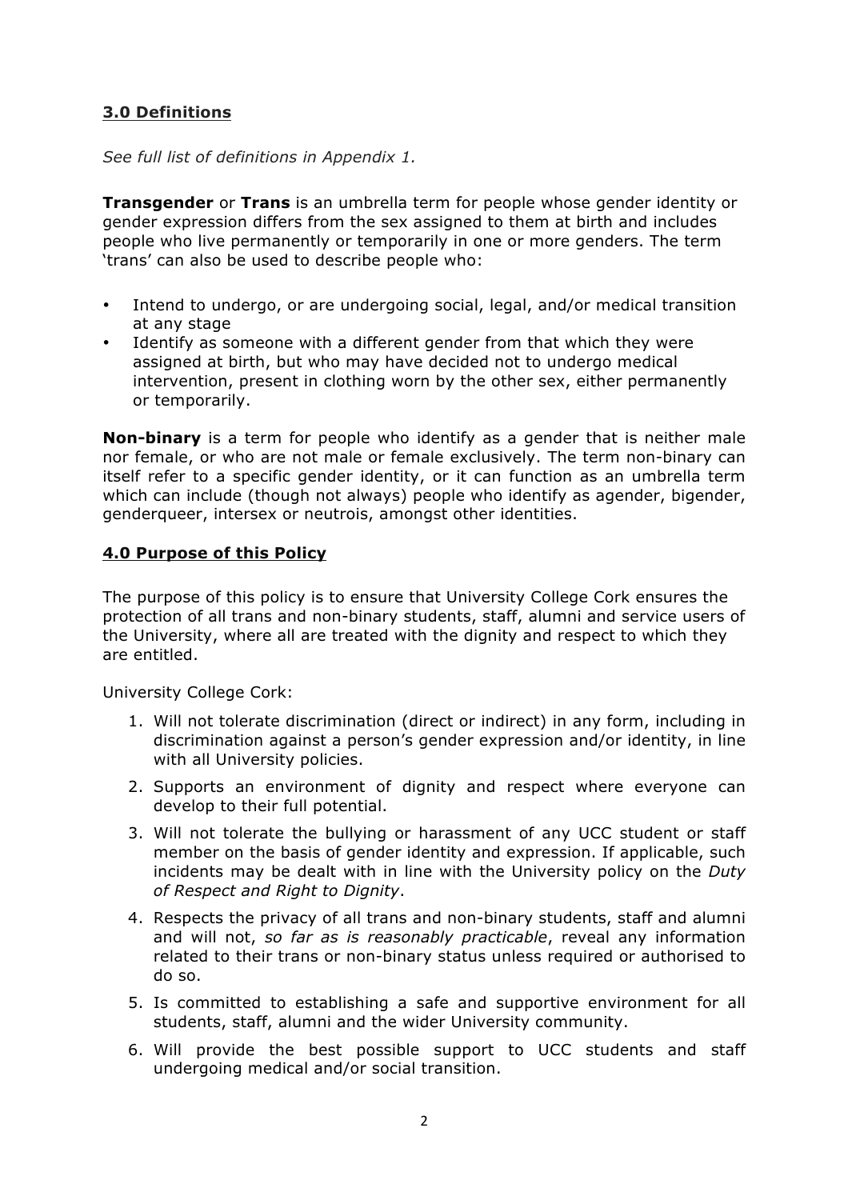## 3.0 Definitions

*See full list of definitions in Appendix 1.*

**Transgender** or **Trans** is an umbrella term for people whose gender identity or gender expression differs from the sex assigned to them at birth and includes people who live permanently or temporarily in one or more genders. The term 'trans' can also be used to describe people who:

- Intend to undergo, or are undergoing social, legal, and/or medical transition at any stage
- Identify as someone with a different gender from that which they were assigned at birth, but who may have decided not to undergo medical intervention, present in clothing worn by the other sex, either permanently or temporarily.

**Non-binary** is a term for people who identify as a gender that is neither male nor female, or who are not male or female exclusively. The term non-binary can itself refer to a specific gender identity, or it can function as an umbrella term which can include (though not always) people who identify as agender, bigender, genderqueer, intersex or neutrois, amongst other identities.

## 4.0 Purpose of this Policy

The purpose of this policy is to ensure that University College Cork ensures the protection of all trans and non-binary students, staff, alumni and service users of the University, where all are treated with the dignity and respect to which they are entitled.

University College Cork:

1. Will not tolerate discrimination (direct or indirect) in any form, including in discrimination against a person's gender expression and/or identity, in line with all University policies.
2. Supports an environment of dignity and respect where everyone can develop to their full potential.
3. Will not tolerate the bullying or harassment of any UCC student or staff member on the basis of gender identity and expression. If applicable, such incidents may be dealt with in line with the University policy on the *Duty of Respect and Right to Dignity*.
4. Respects the privacy of all trans and non-binary students, staff and alumni and will not, *so far as is reasonably practicable*, reveal any information related to their trans or non-binary status unless required or authorised to do so.
5. Is committed to establishing a safe and supportive environment for all students, staff, alumni and the wider University community.
6. Will provide the best possible support to UCC students and staff undergoing medical and/or social transition.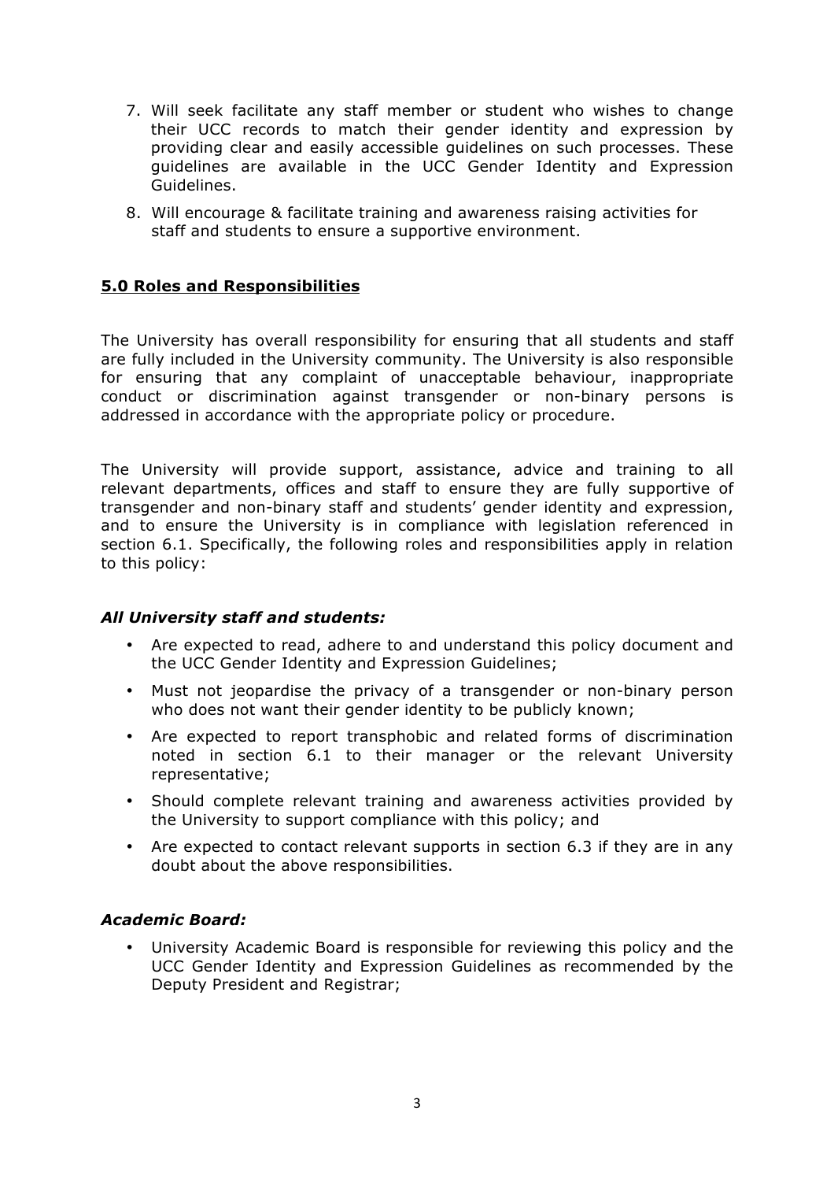7. Will seek facilitate any staff member or student who wishes to change their UCC records to match their gender identity and expression by providing clear and easily accessible guidelines on such processes. These guidelines are available in the UCC Gender Identity and Expression Guidelines.
8. Will encourage & facilitate training and awareness raising activities for staff and students to ensure a supportive environment.

## 5.0 Roles and Responsibilities

The University has overall responsibility for ensuring that all students and staff are fully included in the University community. The University is also responsible for ensuring that any complaint of unacceptable behaviour, inappropriate conduct or discrimination against transgender or non-binary persons is addressed in accordance with the appropriate policy or procedure.

The University will provide support, assistance, advice and training to all relevant departments, offices and staff to ensure they are fully supportive of transgender and non-binary staff and students' gender identity and expression, and to ensure the University is in compliance with legislation referenced in section 6.1. Specifically, the following roles and responsibilities apply in relation to this policy:

***All University staff and students:***

- Are expected to read, adhere to and understand this policy document and the UCC Gender Identity and Expression Guidelines;
- Must not jeopardise the privacy of a transgender or non-binary person who does not want their gender identity to be publicly known;
- Are expected to report transphobic and related forms of discrimination noted in section 6.1 to their manager or the relevant University representative;
- Should complete relevant training and awareness activities provided by the University to support compliance with this policy; and
- Are expected to contact relevant supports in section 6.3 if they are in any doubt about the above responsibilities.

***Academic Board:***

- University Academic Board is responsible for reviewing this policy and the UCC Gender Identity and Expression Guidelines as recommended by the Deputy President and Registrar;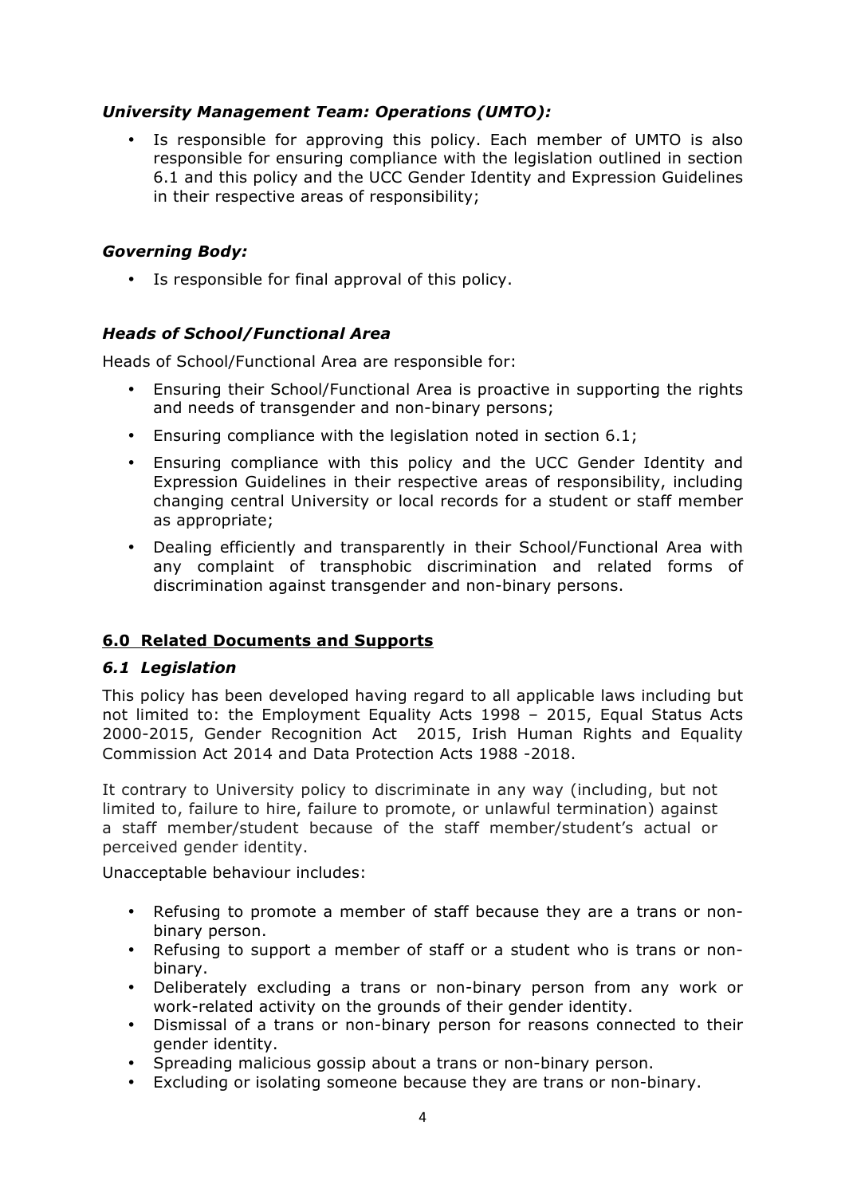### *University Management Team: Operations (UMTO):*

- Is responsible for approving this policy. Each member of UMTO is also responsible for ensuring compliance with the legislation outlined in section 6.1 and this policy and the UCC Gender Identity and Expression Guidelines in their respective areas of responsibility;

### *Governing Body:*

- Is responsible for final approval of this policy.

### *Heads of School/Functional Area*

Heads of School/Functional Area are responsible for:

- Ensuring their School/Functional Area is proactive in supporting the rights and needs of transgender and non-binary persons;
- Ensuring compliance with the legislation noted in section 6.1;
- Ensuring compliance with this policy and the UCC Gender Identity and Expression Guidelines in their respective areas of responsibility, including changing central University or local records for a student or staff member as appropriate;
- Dealing efficiently and transparently in their School/Functional Area with any complaint of transphobic discrimination and related forms of discrimination against transgender and non-binary persons.

## 6.0 Related Documents and Supports

### *6.1 Legislation*

This policy has been developed having regard to all applicable laws including but not limited to: the Employment Equality Acts 1998 – 2015, Equal Status Acts 2000-2015, Gender Recognition Act 2015, Irish Human Rights and Equality Commission Act 2014 and Data Protection Acts 1988 -2018.

It contrary to University policy to discriminate in any way (including, but not limited to, failure to hire, failure to promote, or unlawful termination) against a staff member/student because of the staff member/student's actual or perceived gender identity.

Unacceptable behaviour includes:

- Refusing to promote a member of staff because they are a trans or non-binary person.
- Refusing to support a member of staff or a student who is trans or non-binary.
- Deliberately excluding a trans or non-binary person from any work or work-related activity on the grounds of their gender identity.
- Dismissal of a trans or non-binary person for reasons connected to their gender identity.
- Spreading malicious gossip about a trans or non-binary person.
- Excluding or isolating someone because they are trans or non-binary.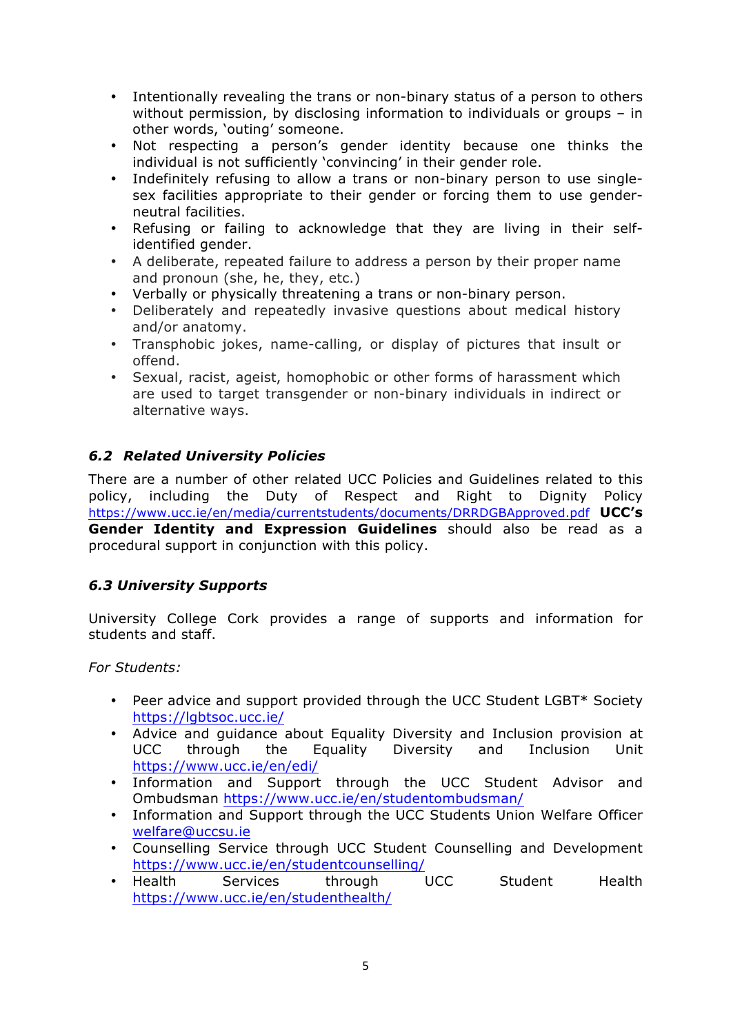- Intentionally revealing the trans or non-binary status of a person to others without permission, by disclosing information to individuals or groups – in other words, 'outing' someone.
- Not respecting a person's gender identity because one thinks the individual is not sufficiently 'convincing' in their gender role.
- Indefinitely refusing to allow a trans or non-binary person to use single-sex facilities appropriate to their gender or forcing them to use gender-neutral facilities.
- Refusing or failing to acknowledge that they are living in their self-identified gender.
- A deliberate, repeated failure to address a person by their proper name and pronoun (she, he, they, etc.)
- Verbally or physically threatening a trans or non-binary person.
- Deliberately and repeatedly invasive questions about medical history and/or anatomy.
- Transphobic jokes, name-calling, or display of pictures that insult or offend.
- Sexual, racist, ageist, homophobic or other forms of harassment which are used to target transgender or non-binary individuals in indirect or alternative ways.

### *6.2 Related University Policies*

There are a number of other related UCC Policies and Guidelines related to this policy, including the Duty of Respect and Right to Dignity Policy https://www.ucc.ie/en/media/currentstudents/documents/DRRDGBApproved.pdf **UCC's Gender Identity and Expression Guidelines** should also be read as a procedural support in conjunction with this policy.

### *6.3 University Supports*

University College Cork provides a range of supports and information for students and staff.

*For Students:*

- Peer advice and support provided through the UCC Student LGBT* Society https://lgbtsoc.ucc.ie/
- Advice and guidance about Equality Diversity and Inclusion provision at UCC through the Equality Diversity and Inclusion Unit https://www.ucc.ie/en/edi/
- Information and Support through the UCC Student Advisor and Ombudsman https://www.ucc.ie/en/studentombudsman/
- Information and Support through the UCC Students Union Welfare Officer welfare@uccsu.ie
- Counselling Service through UCC Student Counselling and Development https://www.ucc.ie/en/studentcounselling/
- Health Services through UCC Student Health https://www.ucc.ie/en/studenthealth/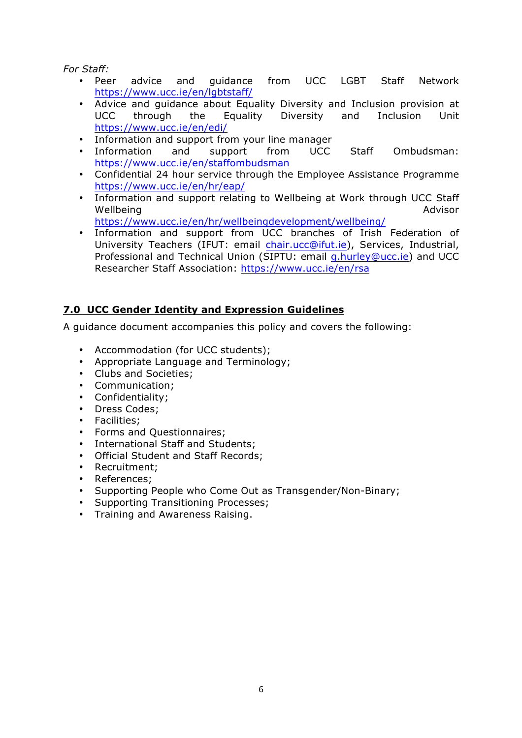*For Staff:*

- Peer advice and guidance from UCC LGBT Staff Network https://www.ucc.ie/en/lgbtstaff/
- Advice and guidance about Equality Diversity and Inclusion provision at UCC through the Equality Diversity and Inclusion Unit https://www.ucc.ie/en/edi/
- Information and support from your line manager
- Information and support from UCC Staff Ombudsman: https://www.ucc.ie/en/staffombudsman
- Confidential 24 hour service through the Employee Assistance Programme https://www.ucc.ie/en/hr/eap/
- Information and support relating to Wellbeing at Work through UCC Staff Wellbeing Advisor https://www.ucc.ie/en/hr/wellbeingdevelopment/wellbeing/
- Information and support from UCC branches of Irish Federation of University Teachers (IFUT: email chair.ucc@ifut.ie), Services, Industrial, Professional and Technical Union (SIPTU: email g.hurley@ucc.ie) and UCC Researcher Staff Association: https://www.ucc.ie/en/rsa

## 7.0 UCC Gender Identity and Expression Guidelines

A guidance document accompanies this policy and covers the following:

- Accommodation (for UCC students);
- Appropriate Language and Terminology;
- Clubs and Societies;
- Communication;
- Confidentiality;
- Dress Codes;
- Facilities;
- Forms and Questionnaires;
- International Staff and Students;
- Official Student and Staff Records;
- Recruitment;
- References;
- Supporting People who Come Out as Transgender/Non-Binary;
- Supporting Transitioning Processes;
- Training and Awareness Raising.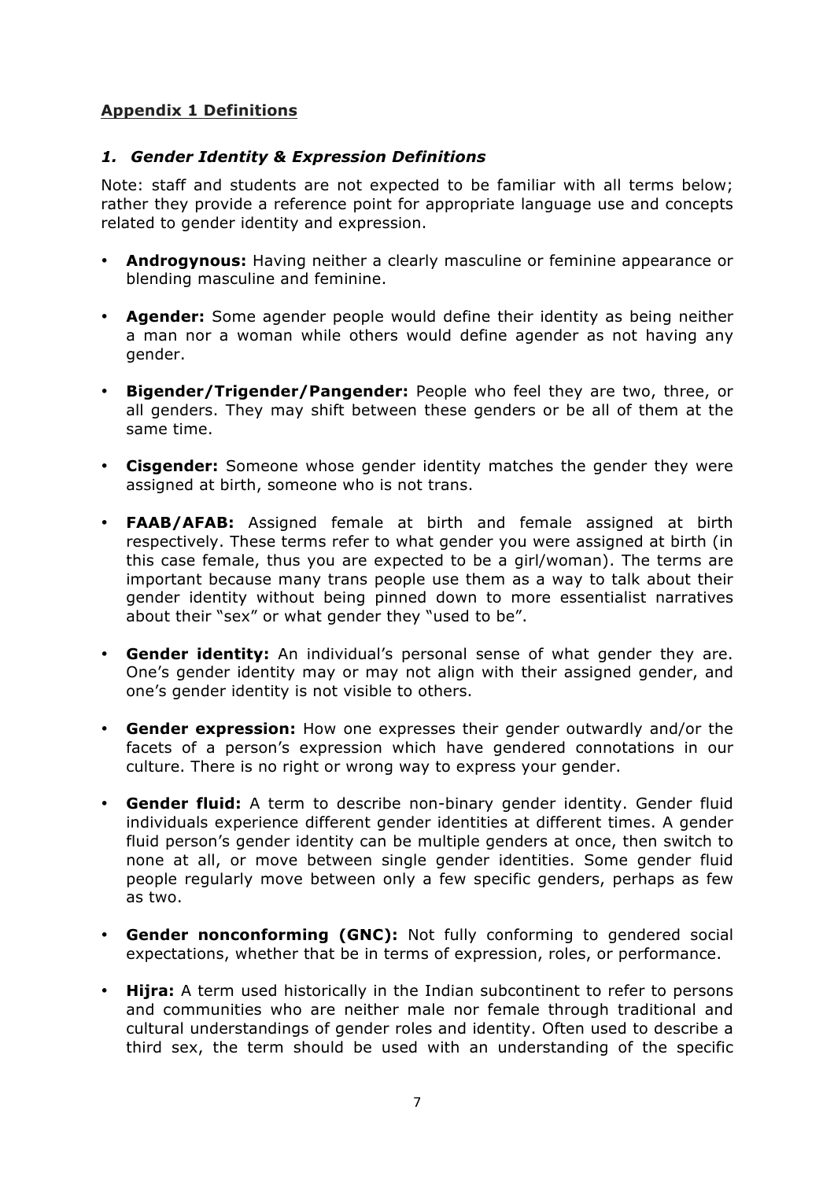## Appendix 1 Definitions

### *1. Gender Identity & Expression Definitions*

Note: staff and students are not expected to be familiar with all terms below; rather they provide a reference point for appropriate language use and concepts related to gender identity and expression.

- **Androgynous:** Having neither a clearly masculine or feminine appearance or blending masculine and feminine.
- **Agender:** Some agender people would define their identity as being neither a man nor a woman while others would define agender as not having any gender.
- **Bigender/Trigender/Pangender:** People who feel they are two, three, or all genders. They may shift between these genders or be all of them at the same time.
- **Cisgender:** Someone whose gender identity matches the gender they were assigned at birth, someone who is not trans.
- **FAAB/AFAB:** Assigned female at birth and female assigned at birth respectively. These terms refer to what gender you were assigned at birth (in this case female, thus you are expected to be a girl/woman). The terms are important because many trans people use them as a way to talk about their gender identity without being pinned down to more essentialist narratives about their "sex" or what gender they "used to be".
- **Gender identity:** An individual's personal sense of what gender they are. One's gender identity may or may not align with their assigned gender, and one's gender identity is not visible to others.
- **Gender expression:** How one expresses their gender outwardly and/or the facets of a person's expression which have gendered connotations in our culture. There is no right or wrong way to express your gender.
- **Gender fluid:** A term to describe non-binary gender identity. Gender fluid individuals experience different gender identities at different times. A gender fluid person's gender identity can be multiple genders at once, then switch to none at all, or move between single gender identities. Some gender fluid people regularly move between only a few specific genders, perhaps as few as two.
- **Gender nonconforming (GNC):** Not fully conforming to gendered social expectations, whether that be in terms of expression, roles, or performance.
- **Hijra:** A term used historically in the Indian subcontinent to refer to persons and communities who are neither male nor female through traditional and cultural understandings of gender roles and identity. Often used to describe a third sex, the term should be used with an understanding of the specific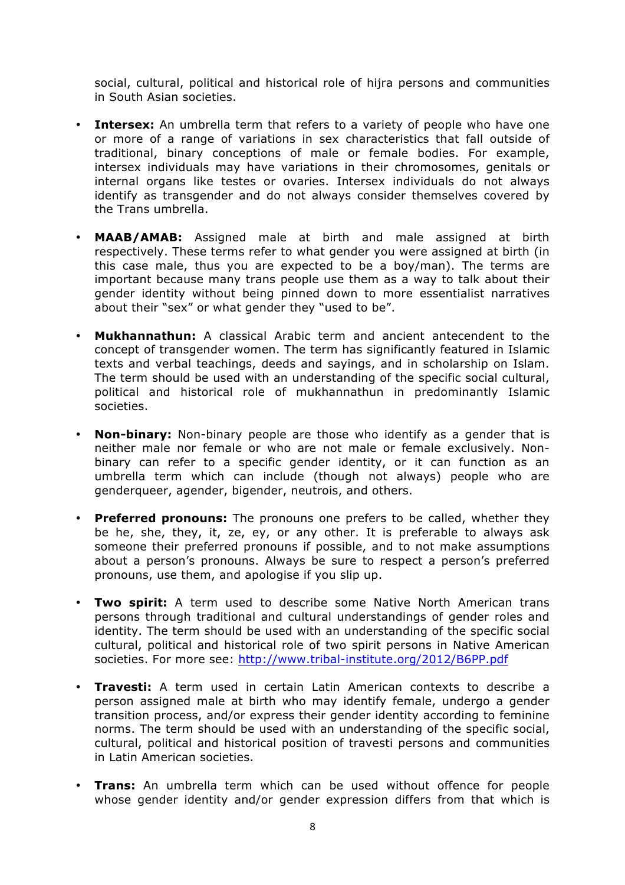social, cultural, political and historical role of hijra persons and communities in South Asian societies.

- **Intersex:** An umbrella term that refers to a variety of people who have one or more of a range of variations in sex characteristics that fall outside of traditional, binary conceptions of male or female bodies. For example, intersex individuals may have variations in their chromosomes, genitals or internal organs like testes or ovaries. Intersex individuals do not always identify as transgender and do not always consider themselves covered by the Trans umbrella.

- **MAAB/AMAB:** Assigned male at birth and male assigned at birth respectively. These terms refer to what gender you were assigned at birth (in this case male, thus you are expected to be a boy/man). The terms are important because many trans people use them as a way to talk about their gender identity without being pinned down to more essentialist narratives about their "sex" or what gender they "used to be".

- **Mukhannathun:** A classical Arabic term and ancient antecendent to the concept of transgender women. The term has significantly featured in Islamic texts and verbal teachings, deeds and sayings, and in scholarship on Islam. The term should be used with an understanding of the specific social cultural, political and historical role of mukhannathun in predominantly Islamic societies.

- **Non-binary:** Non-binary people are those who identify as a gender that is neither male nor female or who are not male or female exclusively. Non-binary can refer to a specific gender identity, or it can function as an umbrella term which can include (though not always) people who are genderqueer, agender, bigender, neutrois, and others.

- **Preferred pronouns:** The pronouns one prefers to be called, whether they be he, she, they, it, ze, ey, or any other. It is preferable to always ask someone their preferred pronouns if possible, and to not make assumptions about a person's pronouns. Always be sure to respect a person's preferred pronouns, use them, and apologise if you slip up.

- **Two spirit:** A term used to describe some Native North American trans persons through traditional and cultural understandings of gender roles and identity. The term should be used with an understanding of the specific social cultural, political and historical role of two spirit persons in Native American societies. For more see: http://www.tribal-institute.org/2012/B6PP.pdf

- **Travesti:** A term used in certain Latin American contexts to describe a person assigned male at birth who may identify female, undergo a gender transition process, and/or express their gender identity according to feminine norms. The term should be used with an understanding of the specific social, cultural, political and historical position of travesti persons and communities in Latin American societies.

- **Trans:** An umbrella term which can be used without offence for people whose gender identity and/or gender expression differs from that which is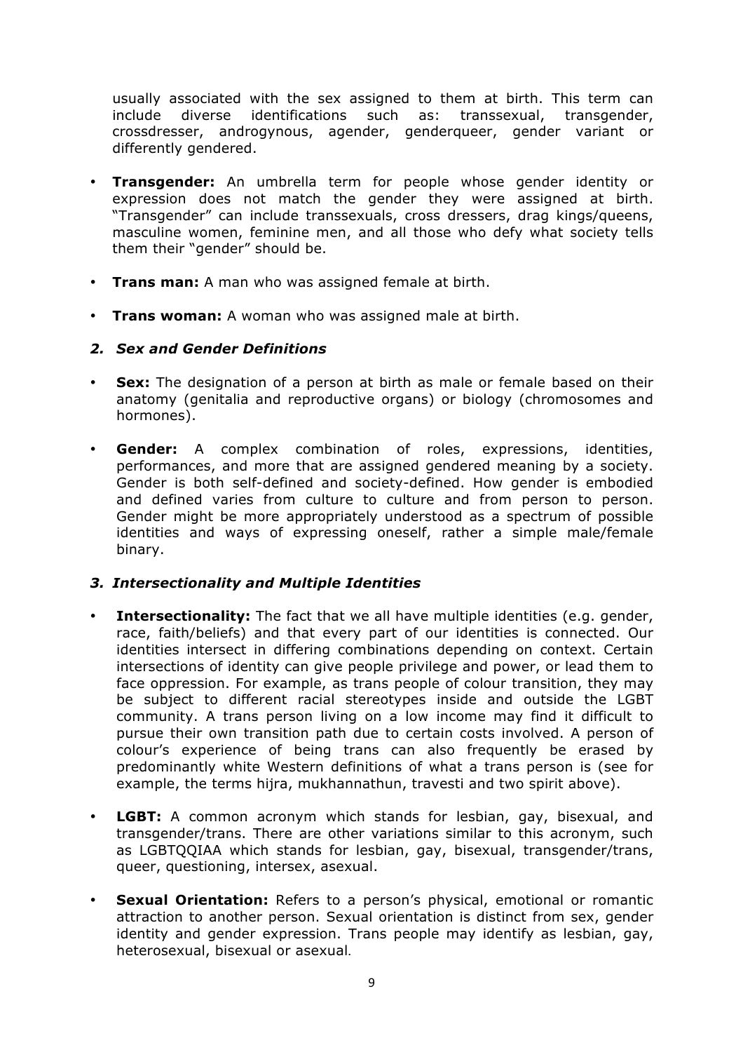usually associated with the sex assigned to them at birth. This term can include diverse identifications such as: transsexual, transgender, crossdresser, androgynous, agender, genderqueer, gender variant or differently gendered.

- **Transgender:** An umbrella term for people whose gender identity or expression does not match the gender they were assigned at birth. "Transgender" can include transsexuals, cross dressers, drag kings/queens, masculine women, feminine men, and all those who defy what society tells them their "gender" should be.

- **Trans man:** A man who was assigned female at birth.

- **Trans woman:** A woman who was assigned male at birth.

### *2. Sex and Gender Definitions*

- **Sex:** The designation of a person at birth as male or female based on their anatomy (genitalia and reproductive organs) or biology (chromosomes and hormones).

- **Gender:** A complex combination of roles, expressions, identities, performances, and more that are assigned gendered meaning by a society. Gender is both self-defined and society-defined. How gender is embodied and defined varies from culture to culture and from person to person. Gender might be more appropriately understood as a spectrum of possible identities and ways of expressing oneself, rather a simple male/female binary.

### *3. Intersectionality and Multiple Identities*

- **Intersectionality:** The fact that we all have multiple identities (e.g. gender, race, faith/beliefs) and that every part of our identities is connected. Our identities intersect in differing combinations depending on context. Certain intersections of identity can give people privilege and power, or lead them to face oppression. For example, as trans people of colour transition, they may be subject to different racial stereotypes inside and outside the LGBT community. A trans person living on a low income may find it difficult to pursue their own transition path due to certain costs involved. A person of colour's experience of being trans can also frequently be erased by predominantly white Western definitions of what a trans person is (see for example, the terms hijra, mukhannathun, travesti and two spirit above).

- **LGBT:** A common acronym which stands for lesbian, gay, bisexual, and transgender/trans. There are other variations similar to this acronym, such as LGBTQQIAA which stands for lesbian, gay, bisexual, transgender/trans, queer, questioning, intersex, asexual.

- **Sexual Orientation:** Refers to a person's physical, emotional or romantic attraction to another person. Sexual orientation is distinct from sex, gender identity and gender expression. Trans people may identify as lesbian, gay, heterosexual, bisexual or asexual.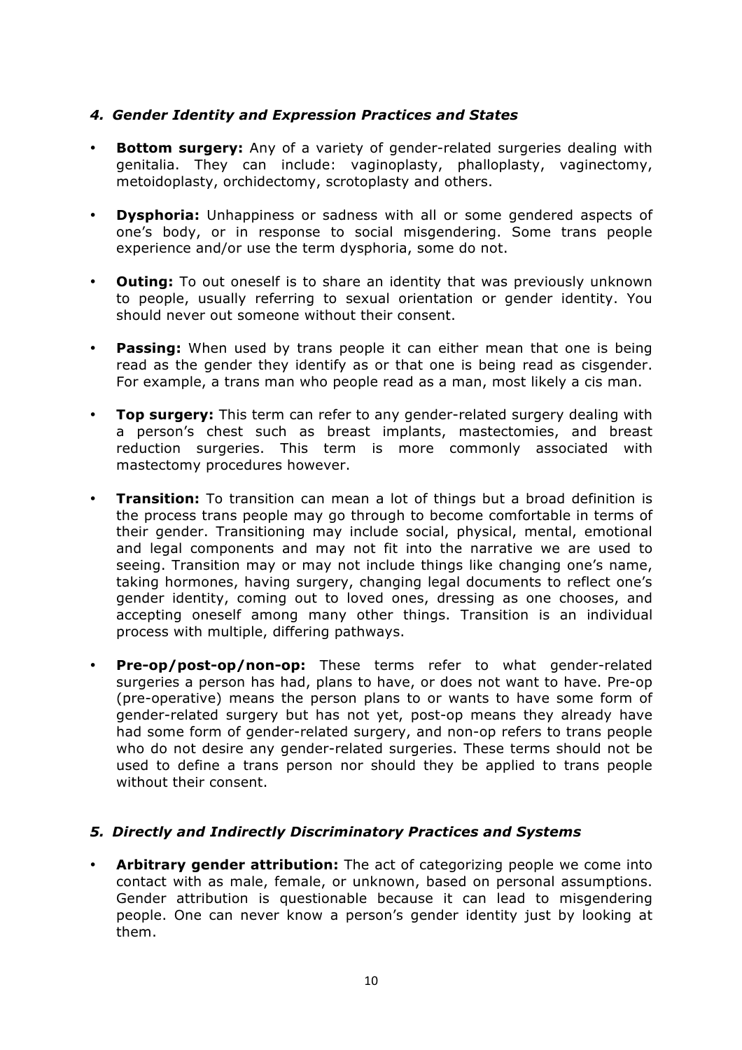### *4. Gender Identity and Expression Practices and States*

- **Bottom surgery:** Any of a variety of gender-related surgeries dealing with genitalia. They can include: vaginoplasty, phalloplasty, vaginectomy, metoidoplasty, orchidectomy, scrotoplasty and others.

- **Dysphoria:** Unhappiness or sadness with all or some gendered aspects of one's body, or in response to social misgendering. Some trans people experience and/or use the term dysphoria, some do not.

- **Outing:** To out oneself is to share an identity that was previously unknown to people, usually referring to sexual orientation or gender identity. You should never out someone without their consent.

- **Passing:** When used by trans people it can either mean that one is being read as the gender they identify as or that one is being read as cisgender. For example, a trans man who people read as a man, most likely a cis man.

- **Top surgery:** This term can refer to any gender-related surgery dealing with a person's chest such as breast implants, mastectomies, and breast reduction surgeries. This term is more commonly associated with mastectomy procedures however.

- **Transition:** To transition can mean a lot of things but a broad definition is the process trans people may go through to become comfortable in terms of their gender. Transitioning may include social, physical, mental, emotional and legal components and may not fit into the narrative we are used to seeing. Transition may or may not include things like changing one's name, taking hormones, having surgery, changing legal documents to reflect one's gender identity, coming out to loved ones, dressing as one chooses, and accepting oneself among many other things. Transition is an individual process with multiple, differing pathways.

- **Pre-op/post-op/non-op:** These terms refer to what gender-related surgeries a person has had, plans to have, or does not want to have. Pre-op (pre-operative) means the person plans to or wants to have some form of gender-related surgery but has not yet, post-op means they already have had some form of gender-related surgery, and non-op refers to trans people who do not desire any gender-related surgeries. These terms should not be used to define a trans person nor should they be applied to trans people without their consent.

### *5. Directly and Indirectly Discriminatory Practices and Systems*

- **Arbitrary gender attribution:** The act of categorizing people we come into contact with as male, female, or unknown, based on personal assumptions. Gender attribution is questionable because it can lead to misgendering people. One can never know a person's gender identity just by looking at them.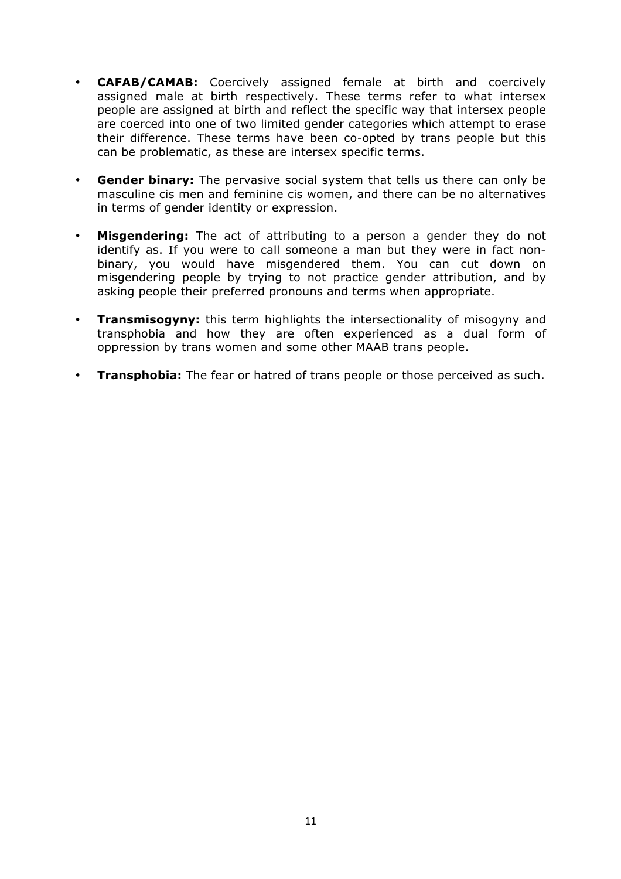- **CAFAB/CAMAB:** Coercively assigned female at birth and coercively assigned male at birth respectively. These terms refer to what intersex people are assigned at birth and reflect the specific way that intersex people are coerced into one of two limited gender categories which attempt to erase their difference. These terms have been co-opted by trans people but this can be problematic, as these are intersex specific terms.

- **Gender binary:** The pervasive social system that tells us there can only be masculine cis men and feminine cis women, and there can be no alternatives in terms of gender identity or expression.

- **Misgendering:** The act of attributing to a person a gender they do not identify as. If you were to call someone a man but they were in fact non-binary, you would have misgendered them. You can cut down on misgendering people by trying to not practice gender attribution, and by asking people their preferred pronouns and terms when appropriate.

- **Transmisogyny:** this term highlights the intersectionality of misogyny and transphobia and how they are often experienced as a dual form of oppression by trans women and some other MAAB trans people.

- **Transphobia:** The fear or hatred of trans people or those perceived as such.